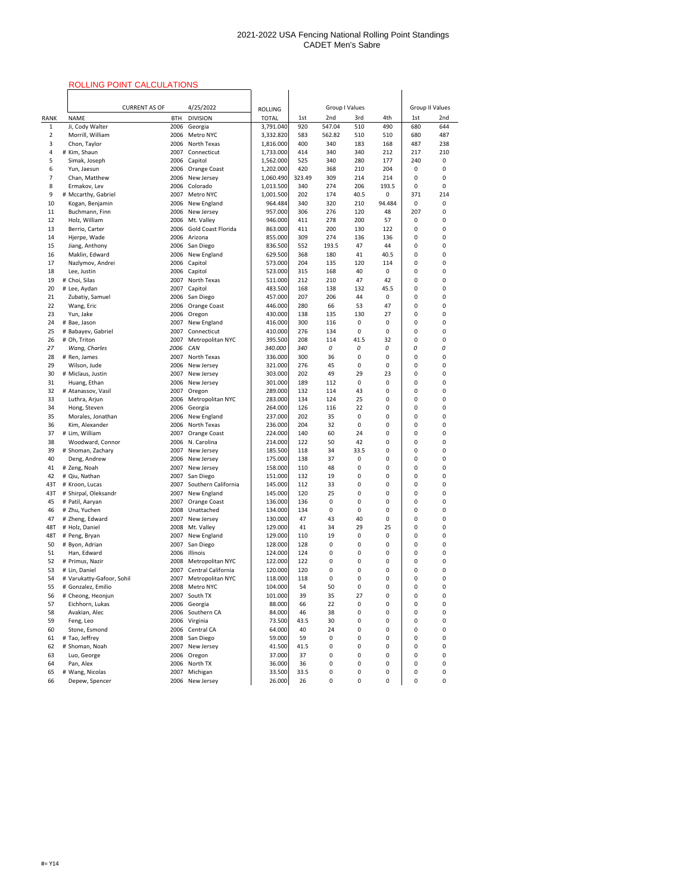# 2021-2022 USA Fencing National Rolling Point Standings
## CADET Men's Sabre

ROLLING POINT CALCULATIONS

| | CURRENT AS OF | | 4/25/2022 | ROLLING | | Group I Values | | | | Group II Values | |
|---|---|---|---|---|---|---|---|---|---|---|---|
| RANK | NAME | BTH | DIVISION | TOTAL | 1st | 2nd | 3rd | 4th | 1st | 2nd |
| 1 | Ji, Cody Walter | 2006 | Georgia | 3,791.040 | 920 | 547.04 | 510 | 490 | 680 | 644 |
| 2 | Morrill, William | 2006 | Metro NYC | 3,332.820 | 583 | 562.82 | 510 | 510 | 680 | 487 |
| 3 | Chon, Taylor | 2006 | North Texas | 1,816.000 | 400 | 340 | 183 | 168 | 487 | 238 |
| 4 | # Kim, Shaun | 2007 | Connecticut | 1,733.000 | 414 | 340 | 340 | 212 | 217 | 210 |
| 5 | Simak, Joseph | 2006 | Capitol | 1,562.000 | 525 | 340 | 280 | 177 | 240 | 0 |
| 6 | Yun, Jaesun | 2006 | Orange Coast | 1,202.000 | 420 | 368 | 210 | 204 | 0 | 0 |
| 7 | Chan, Matthew | 2006 | New Jersey | 1,060.490 | 323.49 | 309 | 214 | 214 | 0 | 0 |
| 8 | Ermakov, Lev | 2006 | Colorado | 1,013.500 | 340 | 274 | 206 | 193.5 | 0 | 0 |
| 9 | # Mccarthy, Gabriel | 2007 | Metro NYC | 1,001.500 | 202 | 174 | 40.5 | 0 | 371 | 214 |
| 10 | Kogan, Benjamin | 2006 | New England | 964.484 | 340 | 320 | 210 | 94.484 | 0 | 0 |
| 11 | Buchmann, Finn | 2006 | New Jersey | 957.000 | 306 | 276 | 120 | 48 | 207 | 0 |
| 12 | Holz, William | 2006 | Mt. Valley | 946.000 | 411 | 278 | 200 | 57 | 0 | 0 |
| 13 | Berrio, Carter | 2006 | Gold Coast Florida | 863.000 | 411 | 200 | 130 | 122 | 0 | 0 |
| 14 | Hjerpe, Wade | 2006 | Arizona | 855.000 | 309 | 274 | 136 | 136 | 0 | 0 |
| 15 | Jiang, Anthony | 2006 | San Diego | 836.500 | 552 | 193.5 | 47 | 44 | 0 | 0 |
| 16 | Maklin, Edward | 2006 | New England | 629.500 | 368 | 180 | 41 | 40.5 | 0 | 0 |
| 17 | Nazlymov, Andrei | 2006 | Capitol | 573.000 | 204 | 135 | 120 | 114 | 0 | 0 |
| 18 | Lee, Justin | 2006 | Capitol | 523.000 | 315 | 168 | 40 | 0 | 0 | 0 |
| 19 | # Choi, Silas | 2007 | North Texas | 511.000 | 212 | 210 | 47 | 42 | 0 | 0 |
| 20 | # Lee, Aydan | 2007 | Capitol | 483.500 | 168 | 138 | 132 | 45.5 | 0 | 0 |
| 21 | Zubatiy, Samuel | 2006 | San Diego | 457.000 | 207 | 206 | 44 | 0 | 0 | 0 |
| 22 | Wang, Eric | 2006 | Orange Coast | 446.000 | 280 | 66 | 53 | 47 | 0 | 0 |
| 23 | Yun, Jake | 2006 | Oregon | 430.000 | 138 | 135 | 130 | 27 | 0 | 0 |
| 24 | # Bae, Jason | 2007 | New England | 416.000 | 300 | 116 | 0 | 0 | 0 | 0 |
| 25 | # Babayev, Gabriel | 2007 | Connecticut | 410.000 | 276 | 134 | 0 | 0 | 0 | 0 |
| 26 | # Oh, Triton | 2007 | Metropolitan NYC | 395.500 | 208 | 114 | 41.5 | 32 | 0 | 0 |
| *27* | *Wang, Charles* | *2006* | *CAN* | *340.000* | *340* | *0* | *0* | *0* | *0* | *0* |
| 28 | # Ren, James | 2007 | North Texas | 336.000 | 300 | 36 | 0 | 0 | 0 | 0 |
| 29 | Wilson, Jude | 2006 | New Jersey | 321.000 | 276 | 45 | 0 | 0 | 0 | 0 |
| 30 | # Miclaus, Justin | 2007 | New Jersey | 303.000 | 202 | 49 | 29 | 23 | 0 | 0 |
| 31 | Huang, Ethan | 2006 | New Jersey | 301.000 | 189 | 112 | 0 | 0 | 0 | 0 |
| 32 | # Atanassov, Vasil | 2007 | Oregon | 289.000 | 132 | 114 | 43 | 0 | 0 | 0 |
| 33 | Luthra, Arjun | 2006 | Metropolitan NYC | 283.000 | 134 | 124 | 25 | 0 | 0 | 0 |
| 34 | Hong, Steven | 2006 | Georgia | 264.000 | 126 | 116 | 22 | 0 | 0 | 0 |
| 35 | Morales, Jonathan | 2006 | New England | 237.000 | 202 | 35 | 0 | 0 | 0 | 0 |
| 36 | Kim, Alexander | 2006 | North Texas | 236.000 | 204 | 32 | 0 | 0 | 0 | 0 |
| 37 | # Lim, William | 2007 | Orange Coast | 224.000 | 140 | 60 | 24 | 0 | 0 | 0 |
| 38 | Woodward, Connor | 2006 | N. Carolina | 214.000 | 122 | 50 | 42 | 0 | 0 | 0 |
| 39 | # Shoman, Zachary | 2007 | New Jersey | 185.500 | 118 | 34 | 33.5 | 0 | 0 | 0 |
| 40 | Deng, Andrew | 2006 | New Jersey | 175.000 | 138 | 37 | 0 | 0 | 0 | 0 |
| 41 | # Zeng, Noah | 2007 | New Jersey | 158.000 | 110 | 48 | 0 | 0 | 0 | 0 |
| 42 | # Qiu, Nathan | 2007 | San Diego | 151.000 | 132 | 19 | 0 | 0 | 0 | 0 |
| 43T | # Kroon, Lucas | 2007 | Southern California | 145.000 | 112 | 33 | 0 | 0 | 0 | 0 |
| 43T | # Shirpal, Oleksandr | 2007 | New England | 145.000 | 120 | 25 | 0 | 0 | 0 | 0 |
| 45 | # Patil, Aaryan | 2007 | Orange Coast | 136.000 | 136 | 0 | 0 | 0 | 0 | 0 |
| 46 | # Zhu, Yuchen | 2008 | Unattached | 134.000 | 134 | 0 | 0 | 0 | 0 | 0 |
| 47 | # Zheng, Edward | 2007 | New Jersey | 130.000 | 47 | 43 | 40 | 0 | 0 | 0 |
| 48T | # Holz, Daniel | 2008 | Mt. Valley | 129.000 | 41 | 34 | 29 | 25 | 0 | 0 |
| 48T | # Peng, Bryan | 2007 | New England | 129.000 | 110 | 19 | 0 | 0 | 0 | 0 |
| 50 | # Byon, Adrian | 2007 | San Diego | 128.000 | 128 | 0 | 0 | 0 | 0 | 0 |
| 51 | Han, Edward | 2006 | Illinois | 124.000 | 124 | 0 | 0 | 0 | 0 | 0 |
| 52 | # Primus, Nazir | 2008 | Metropolitan NYC | 122.000 | 122 | 0 | 0 | 0 | 0 | 0 |
| 53 | # Lin, Daniel | 2007 | Central California | 120.000 | 120 | 0 | 0 | 0 | 0 | 0 |
| 54 | # Varukatty-Gafoor, Sohil | 2007 | Metropolitan NYC | 118.000 | 118 | 0 | 0 | 0 | 0 | 0 |
| 55 | # Gonzalez, Emilio | 2008 | Metro NYC | 104.000 | 54 | 50 | 0 | 0 | 0 | 0 |
| 56 | # Cheong, Heonjun | 2007 | South TX | 101.000 | 39 | 35 | 27 | 0 | 0 | 0 |
| 57 | Eichhorn, Lukas | 2006 | Georgia | 88.000 | 66 | 22 | 0 | 0 | 0 | 0 |
| 58 | Avakian, Alec | 2006 | Southern CA | 84.000 | 46 | 38 | 0 | 0 | 0 | 0 |
| 59 | Feng, Leo | 2006 | Virginia | 73.500 | 43.5 | 30 | 0 | 0 | 0 | 0 |
| 60 | Stone, Esmond | 2006 | Central CA | 64.000 | 40 | 24 | 0 | 0 | 0 | 0 |
| 61 | # Tao, Jeffrey | 2008 | San Diego | 59.000 | 59 | 0 | 0 | 0 | 0 | 0 |
| 62 | # Shoman, Noah | 2007 | New Jersey | 41.500 | 41.5 | 0 | 0 | 0 | 0 | 0 |
| 63 | Luo, George | 2006 | Oregon | 37.000 | 37 | 0 | 0 | 0 | 0 | 0 |
| 64 | Pan, Alex | 2006 | North TX | 36.000 | 36 | 0 | 0 | 0 | 0 | 0 |
| 65 | # Wang, Nicolas | 2007 | Michigan | 33.500 | 33.5 | 0 | 0 | 0 | 0 | 0 |
| 66 | Depew, Spencer | 2006 | New Jersey | 26.000 | 26 | 0 | 0 | 0 | 0 | 0 |

#= Y14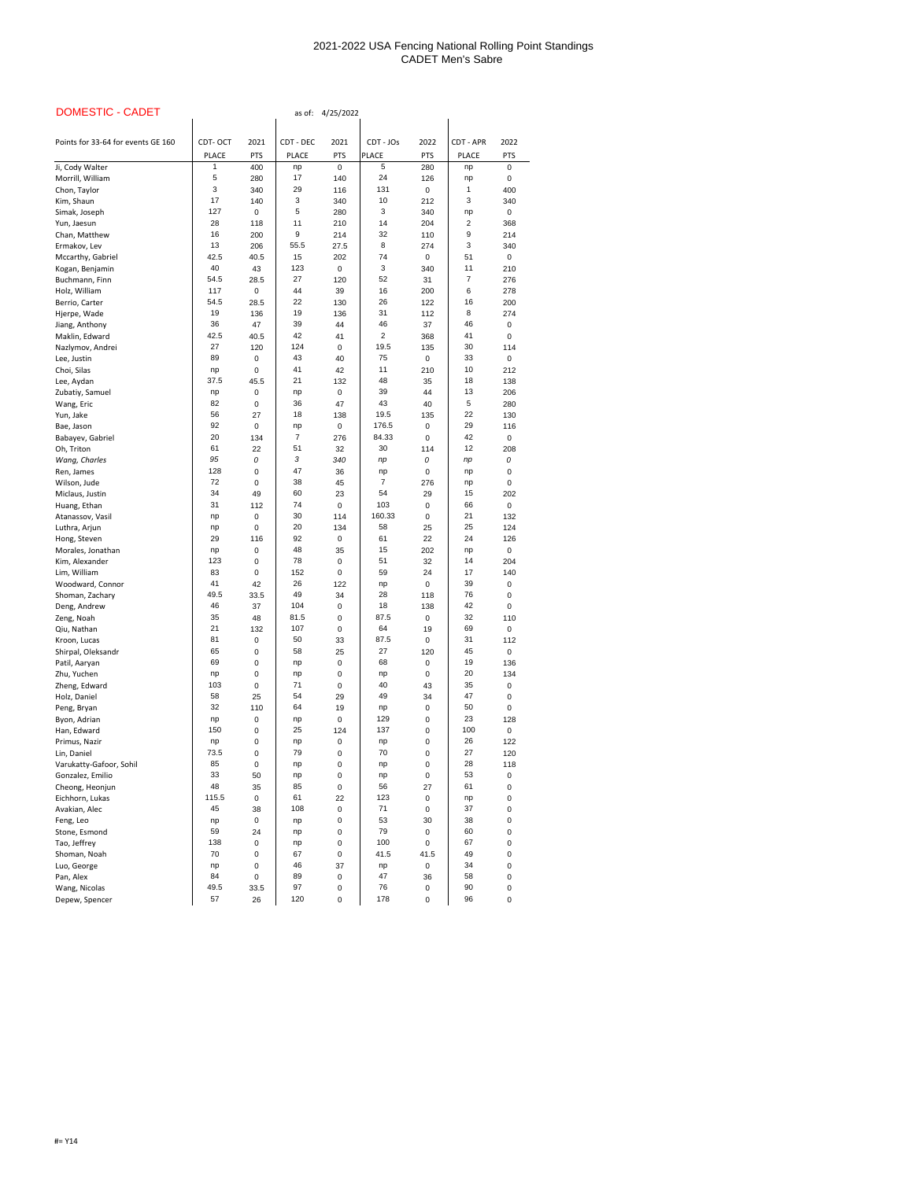2021-2022 USA Fencing National Rolling Point Standings
CADET Men's Sabre

DOMESTIC - CADET

as of: 4/25/2022

| Points for 33-64 for events GE 160 | CDT- OCT | 2021 | CDT - DEC | 2021 | CDT - JOs | 2022 | CDT - APR | 2022 |
|---|---|---|---|---|---|---|---|---|
| | PLACE | PTS | PLACE | PTS | PLACE | PTS | PLACE | PTS |
| Ji, Cody Walter | 1 | 400 | np | 0 | 5 | 280 | np | 0 |
| Morrill, William | 5 | 280 | 17 | 140 | 24 | 126 | np | 0 |
| Chon, Taylor | 3 | 340 | 29 | 116 | 131 | 0 | 1 | 400 |
| Kim, Shaun | 17 | 140 | 3 | 340 | 10 | 212 | 3 | 340 |
| Simak, Joseph | 127 | 0 | 5 | 280 | 3 | 340 | np | 0 |
| Yun, Jaesun | 28 | 118 | 11 | 210 | 14 | 204 | 2 | 368 |
| Chan, Matthew | 16 | 200 | 9 | 214 | 32 | 110 | 9 | 214 |
| Ermakov, Lev | 13 | 206 | 55.5 | 27.5 | 8 | 274 | 3 | 340 |
| Mccarthy, Gabriel | 42.5 | 40.5 | 15 | 202 | 74 | 0 | 51 | 0 |
| Kogan, Benjamin | 40 | 43 | 123 | 0 | 3 | 340 | 11 | 210 |
| Buchmann, Finn | 54.5 | 28.5 | 27 | 120 | 52 | 31 | 7 | 276 |
| Holz, William | 117 | 0 | 44 | 39 | 16 | 200 | 6 | 278 |
| Berrio, Carter | 54.5 | 28.5 | 22 | 130 | 26 | 122 | 16 | 200 |
| Hjerpe, Wade | 19 | 136 | 19 | 136 | 31 | 112 | 8 | 274 |
| Jiang, Anthony | 36 | 47 | 39 | 44 | 46 | 37 | 46 | 0 |
| Maklin, Edward | 42.5 | 40.5 | 42 | 41 | 2 | 368 | 41 | 0 |
| Nazlymov, Andrei | 27 | 120 | 124 | 0 | 19.5 | 135 | 30 | 114 |
| Lee, Justin | 89 | 0 | 43 | 40 | 75 | 0 | 33 | 0 |
| Choi, Silas | np | 0 | 41 | 42 | 11 | 210 | 10 | 212 |
| Lee, Aydan | 37.5 | 45.5 | 21 | 132 | 48 | 35 | 18 | 138 |
| Zubatiy, Samuel | np | 0 | np | 0 | 39 | 44 | 13 | 206 |
| Wang, Eric | 82 | 0 | 36 | 47 | 43 | 40 | 5 | 280 |
| Yun, Jake | 56 | 27 | 18 | 138 | 19.5 | 135 | 22 | 130 |
| Bae, Jason | 92 | 0 | np | 0 | 176.5 | 0 | 29 | 116 |
| Babayev, Gabriel | 20 | 134 | 7 | 276 | 84.33 | 0 | 42 | 0 |
| Oh, Triton | 61 | 22 | 51 | 32 | 30 | 114 | 12 | 208 |
| *Wang, Charles* | *95* | *0* | *3* | *340* | *np* | *0* | *np* | *0* |
| Ren, James | 128 | 0 | 47 | 36 | np | 0 | np | 0 |
| Wilson, Jude | 72 | 0 | 38 | 45 | 7 | 276 | np | 0 |
| Miclaus, Justin | 34 | 49 | 60 | 23 | 54 | 29 | 15 | 202 |
| Huang, Ethan | 31 | 112 | 74 | 0 | 103 | 0 | 66 | 0 |
| Atanassov, Vasil | np | 0 | 30 | 114 | 160.33 | 0 | 21 | 132 |
| Luthra, Arjun | np | 0 | 20 | 134 | 58 | 25 | 25 | 124 |
| Hong, Steven | 29 | 116 | 92 | 0 | 61 | 22 | 24 | 126 |
| Morales, Jonathan | np | 0 | 48 | 35 | 15 | 202 | np | 0 |
| Kim, Alexander | 123 | 0 | 78 | 0 | 51 | 32 | 14 | 204 |
| Lim, William | 83 | 0 | 152 | 0 | 59 | 24 | 17 | 140 |
| Woodward, Connor | 41 | 42 | 26 | 122 | np | 0 | 39 | 0 |
| Shoman, Zachary | 49.5 | 33.5 | 49 | 34 | 28 | 118 | 76 | 0 |
| Deng, Andrew | 46 | 37 | 104 | 0 | 18 | 138 | 42 | 0 |
| Zeng, Noah | 35 | 48 | 81.5 | 0 | 87.5 | 0 | 32 | 110 |
| Qiu, Nathan | 21 | 132 | 107 | 0 | 64 | 19 | 69 | 0 |
| Kroon, Lucas | 81 | 0 | 50 | 33 | 87.5 | 0 | 31 | 112 |
| Shirpal, Oleksandr | 65 | 0 | 58 | 25 | 27 | 120 | 45 | 0 |
| Patil, Aaryan | 69 | 0 | np | 0 | 68 | 0 | 19 | 136 |
| Zhu, Yuchen | np | 0 | np | 0 | np | 0 | 20 | 134 |
| Zheng, Edward | 103 | 0 | 71 | 0 | 40 | 43 | 35 | 0 |
| Holz, Daniel | 58 | 25 | 54 | 29 | 49 | 34 | 47 | 0 |
| Peng, Bryan | 32 | 110 | 64 | 19 | np | 0 | 50 | 0 |
| Byon, Adrian | np | 0 | np | 0 | 129 | 0 | 23 | 128 |
| Han, Edward | 150 | 0 | 25 | 124 | 137 | 0 | 100 | 0 |
| Primus, Nazir | np | 0 | np | 0 | np | 0 | 26 | 122 |
| Lin, Daniel | 73.5 | 0 | 79 | 0 | 70 | 0 | 27 | 120 |
| Varukatty-Gafoor, Sohil | 85 | 0 | np | 0 | np | 0 | 28 | 118 |
| Gonzalez, Emilio | 33 | 50 | np | 0 | np | 0 | 53 | 0 |
| Cheong, Heonjun | 48 | 35 | 85 | 0 | 56 | 27 | 61 | 0 |
| Eichhorn, Lukas | 115.5 | 0 | 61 | 22 | 123 | 0 | np | 0 |
| Avakian, Alec | 45 | 38 | 108 | 0 | 71 | 0 | 37 | 0 |
| Feng, Leo | np | 0 | np | 0 | 53 | 30 | 38 | 0 |
| Stone, Esmond | 59 | 24 | np | 0 | 79 | 0 | 60 | 0 |
| Tao, Jeffrey | 138 | 0 | np | 0 | 100 | 0 | 67 | 0 |
| Shoman, Noah | 70 | 0 | 67 | 0 | 41.5 | 41.5 | 49 | 0 |
| Luo, George | np | 0 | 46 | 37 | np | 0 | 34 | 0 |
| Pan, Alex | 84 | 0 | 89 | 0 | 47 | 36 | 58 | 0 |
| Wang, Nicolas | 49.5 | 33.5 | 97 | 0 | 76 | 0 | 90 | 0 |
| Depew, Spencer | 57 | 26 | 120 | 0 | 178 | 0 | 96 | 0 |

#= Y14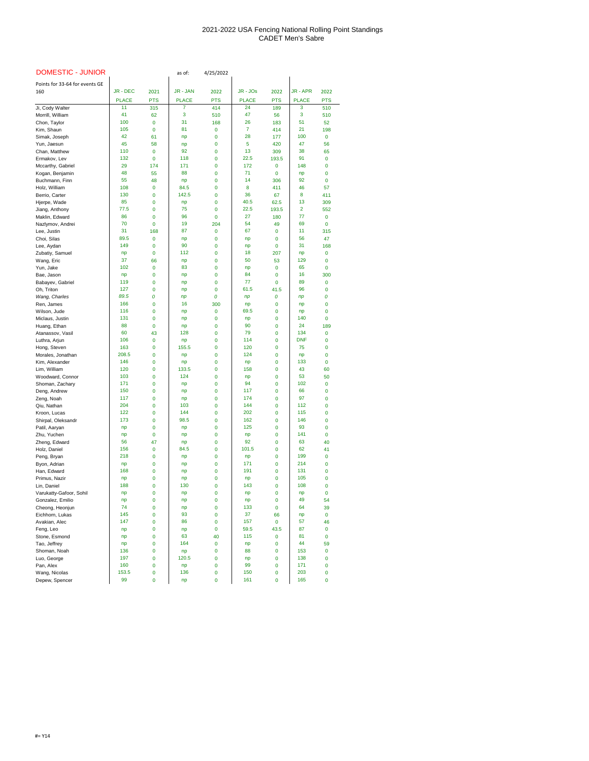# 2021-2022 USA Fencing National Rolling Point Standings
## CADET Men's Sabre

**DOMESTIC - JUNIOR** as of: 4/25/2022

| Points for 33-64 for events GE 160 | JR - DEC | 2021 | JR - JAN | 2022 | JR - JOs | 2022 | JR - APR | 2022 |
|---|---|---|---|---|---|---|---|---|
| | PLACE | PTS | PLACE | PTS | PLACE | PTS | PLACE | PTS |
| Ji, Cody Walter | 11 | 315 | 7 | 414 | 24 | 189 | 3 | 510 |
| Morrill, William | 41 | 62 | 3 | 510 | 47 | 56 | 3 | 510 |
| Chon, Taylor | 100 | 0 | 31 | 168 | 26 | 183 | 51 | 52 |
| Kim, Shaun | 105 | 0 | 81 | 0 | 7 | 414 | 21 | 198 |
| Simak, Joseph | 42 | 61 | np | 0 | 28 | 177 | 100 | 0 |
| Yun, Jaesun | 45 | 58 | np | 0 | 5 | 420 | 47 | 56 |
| Chan, Matthew | 110 | 0 | 92 | 0 | 13 | 309 | 38 | 65 |
| Ermakov, Lev | 132 | 0 | 118 | 0 | 22.5 | 193.5 | 91 | 0 |
| Mccarthy, Gabriel | 29 | 174 | 171 | 0 | 172 | 0 | 148 | 0 |
| Kogan, Benjamin | 48 | 55 | 88 | 0 | 71 | 0 | np | 0 |
| Buchmann, Finn | 55 | 48 | np | 0 | 14 | 306 | 92 | 0 |
| Holz, William | 108 | 0 | 84.5 | 0 | 8 | 411 | 46 | 57 |
| Berrio, Carter | 130 | 0 | 142.5 | 0 | 36 | 67 | 8 | 411 |
| Hjerpe, Wade | 85 | 0 | np | 0 | 40.5 | 62.5 | 13 | 309 |
| Jiang, Anthony | 77.5 | 0 | 75 | 0 | 22.5 | 193.5 | 2 | 552 |
| Maklin, Edward | 86 | 0 | 96 | 0 | 27 | 180 | 77 | 0 |
| Nazlymov, Andrei | 70 | 0 | 19 | 204 | 54 | 49 | 69 | 0 |
| Lee, Justin | 31 | 168 | 87 | 0 | 67 | 0 | 11 | 315 |
| Choi, Silas | 89.5 | 0 | np | 0 | np | 0 | 56 | 47 |
| Lee, Aydan | 149 | 0 | 90 | 0 | np | 0 | 31 | 168 |
| Zubatiy, Samuel | np | 0 | 112 | 0 | 18 | 207 | np | 0 |
| Wang, Eric | 37 | 66 | np | 0 | 50 | 53 | 129 | 0 |
| Yun, Jake | 102 | 0 | 83 | 0 | np | 0 | 65 | 0 |
| Bae, Jason | np | 0 | np | 0 | 84 | 0 | 16 | 300 |
| Babayev, Gabriel | 119 | 0 | np | 0 | 77 | 0 | 89 | 0 |
| Oh, Triton | 127 | 0 | np | 0 | 61.5 | 41.5 | 96 | 0 |
| *Wang, Charles* | *89.5* | *0* | *np* | *0* | *np* | *0* | *np* | *0* |
| Ren, James | 166 | 0 | 16 | 300 | np | 0 | np | 0 |
| Wilson, Jude | 116 | 0 | np | 0 | 69.5 | 0 | np | 0 |
| Miclaus, Justin | 131 | 0 | np | 0 | np | 0 | 140 | 0 |
| Huang, Ethan | 88 | 0 | np | 0 | 90 | 0 | 24 | 189 |
| Atanassov, Vasil | 60 | 43 | 128 | 0 | 79 | 0 | 134 | 0 |
| Luthra, Arjun | 106 | 0 | np | 0 | 114 | 0 | DNF | 0 |
| Hong, Steven | 163 | 0 | 155.5 | 0 | 120 | 0 | 75 | 0 |
| Morales, Jonathan | 208.5 | 0 | np | 0 | 124 | 0 | np | 0 |
| Kim, Alexander | 146 | 0 | np | 0 | np | 0 | 133 | 0 |
| Lim, William | 120 | 0 | 133.5 | 0 | 158 | 0 | 43 | 60 |
| Woodward, Connor | 103 | 0 | 124 | 0 | np | 0 | 53 | 50 |
| Shoman, Zachary | 171 | 0 | np | 0 | 94 | 0 | 102 | 0 |
| Deng, Andrew | 150 | 0 | np | 0 | 117 | 0 | 66 | 0 |
| Zeng, Noah | 117 | 0 | np | 0 | 174 | 0 | 97 | 0 |
| Qiu, Nathan | 204 | 0 | 103 | 0 | 144 | 0 | 112 | 0 |
| Kroon, Lucas | 122 | 0 | 144 | 0 | 202 | 0 | 115 | 0 |
| Shirpal, Oleksandr | 173 | 0 | 98.5 | 0 | 162 | 0 | 146 | 0 |
| Patil, Aaryan | np | 0 | np | 0 | 125 | 0 | 93 | 0 |
| Zhu, Yuchen | np | 0 | np | 0 | np | 0 | 141 | 0 |
| Zheng, Edward | 56 | 47 | np | 0 | 92 | 0 | 63 | 40 |
| Holz, Daniel | 156 | 0 | 84.5 | 0 | 101.5 | 0 | 62 | 41 |
| Peng, Bryan | 218 | 0 | np | 0 | np | 0 | 199 | 0 |
| Byon, Adrian | np | 0 | np | 0 | 171 | 0 | 214 | 0 |
| Han, Edward | 168 | 0 | np | 0 | 191 | 0 | 131 | 0 |
| Primus, Nazir | np | 0 | np | 0 | np | 0 | 105 | 0 |
| Lin, Daniel | 188 | 0 | 130 | 0 | 143 | 0 | 108 | 0 |
| Varukatty-Gafoor, Sohil | np | 0 | np | 0 | np | 0 | np | 0 |
| Gonzalez, Emilio | np | 0 | np | 0 | np | 0 | 49 | 54 |
| Cheong, Heonjun | 74 | 0 | np | 0 | 133 | 0 | 64 | 39 |
| Eichhorn, Lukas | 145 | 0 | 93 | 0 | 37 | 66 | np | 0 |
| Avakian, Alec | 147 | 0 | 86 | 0 | 157 | 0 | 57 | 46 |
| Feng, Leo | np | 0 | np | 0 | 59.5 | 43.5 | 87 | 0 |
| Stone, Esmond | np | 0 | 63 | 40 | 115 | 0 | 81 | 0 |
| Tao, Jeffrey | np | 0 | 164 | 0 | np | 0 | 44 | 59 |
| Shoman, Noah | 136 | 0 | np | 0 | 88 | 0 | 153 | 0 |
| Luo, George | 197 | 0 | 120.5 | 0 | np | 0 | 138 | 0 |
| Pan, Alex | 160 | 0 | np | 0 | 99 | 0 | 171 | 0 |
| Wang, Nicolas | 153.5 | 0 | 136 | 0 | 150 | 0 | 203 | 0 |
| Depew, Spencer | 99 | 0 | np | 0 | 161 | 0 | 165 | 0 |

#= Y14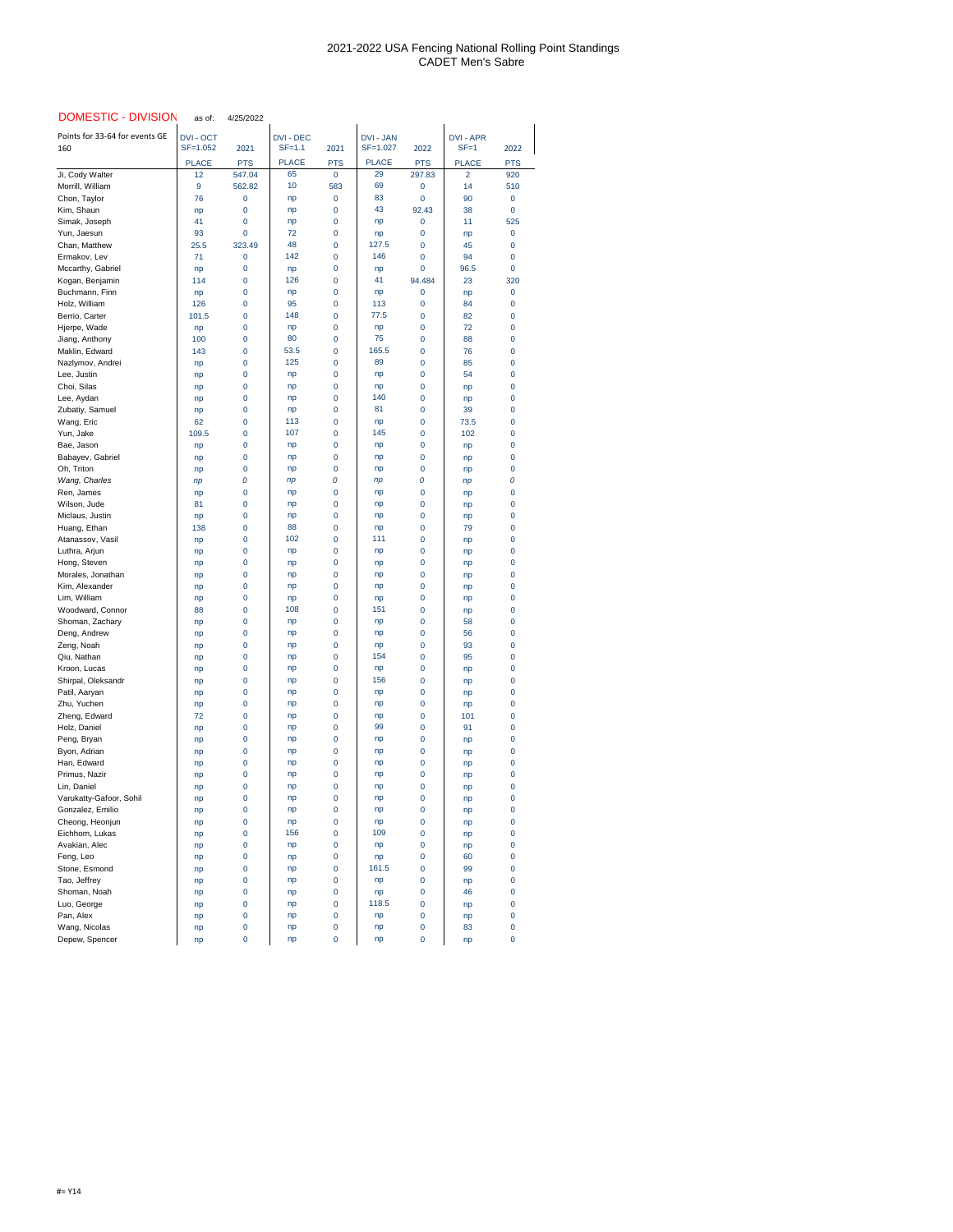2021-2022 USA Fencing National Rolling Point Standings
CADET Men's Sabre

DOMESTIC - DIVISION as of: 4/25/2022

| Points for 33-64 for events GE 160 | DVI - OCT SF=1.052 | 2021 | DVI - DEC SF=1.1 | 2021 | DVI - JAN SF=1.027 | 2022 | DVI - APR SF=1 | 2022 |
|---|---|---|---|---|---|---|---|---|
| | PLACE | PTS | PLACE | PTS | PLACE | PTS | PLACE | PTS |
| Ji, Cody Walter | 12 | 547.04 | 65 | 0 | 29 | 297.83 | 2 | 920 |
| Morrill, William | 9 | 562.82 | 10 | 583 | 69 | 0 | 14 | 510 |
| Chon, Taylor | 76 | 0 | np | 0 | 83 | 0 | 90 | 0 |
| Kim, Shaun | np | 0 | np | 0 | 43 | 92.43 | 38 | 0 |
| Simak, Joseph | 41 | 0 | np | 0 | np | 0 | 11 | 525 |
| Yun, Jaesun | 93 | 0 | 72 | 0 | np | 0 | np | 0 |
| Chan, Matthew | 25.5 | 323.49 | 48 | 0 | 127.5 | 0 | 45 | 0 |
| Ermakov, Lev | 71 | 0 | 142 | 0 | 146 | 0 | 94 | 0 |
| Mccarthy, Gabriel | np | 0 | np | 0 | np | 0 | 96.5 | 0 |
| Kogan, Benjamin | 114 | 0 | 126 | 0 | 41 | 94.484 | 23 | 320 |
| Buchmann, Finn | np | 0 | np | 0 | np | 0 | np | 0 |
| Holz, William | 126 | 0 | 95 | 0 | 113 | 0 | 84 | 0 |
| Berrio, Carter | 101.5 | 0 | 148 | 0 | 77.5 | 0 | 82 | 0 |
| Hjerpe, Wade | np | 0 | np | 0 | np | 0 | 72 | 0 |
| Jiang, Anthony | 100 | 0 | 80 | 0 | 75 | 0 | 88 | 0 |
| Maklin, Edward | 143 | 0 | 53.5 | 0 | 165.5 | 0 | 76 | 0 |
| Nazlymov, Andrei | np | 0 | 125 | 0 | 89 | 0 | 85 | 0 |
| Lee, Justin | np | 0 | np | 0 | np | 0 | 54 | 0 |
| Choi, Silas | np | 0 | np | 0 | np | 0 | np | 0 |
| Lee, Aydan | np | 0 | np | 0 | 140 | 0 | np | 0 |
| Zubatiy, Samuel | np | 0 | np | 0 | 81 | 0 | 39 | 0 |
| Wang, Eric | 62 | 0 | 113 | 0 | np | 0 | 73.5 | 0 |
| Yun, Jake | 109.5 | 0 | 107 | 0 | 145 | 0 | 102 | 0 |
| Bae, Jason | np | 0 | np | 0 | np | 0 | np | 0 |
| Babayev, Gabriel | np | 0 | np | 0 | np | 0 | np | 0 |
| Oh, Triton | np | 0 | np | 0 | np | 0 | np | 0 |
| *Wang, Charles* | *np* | *0* | *np* | *0* | *np* | *0* | *np* | *0* |
| Ren, James | np | 0 | np | 0 | np | 0 | np | 0 |
| Wilson, Jude | 81 | 0 | np | 0 | np | 0 | np | 0 |
| Miclaus, Justin | np | 0 | np | 0 | np | 0 | np | 0 |
| Huang, Ethan | 138 | 0 | 88 | 0 | np | 0 | 79 | 0 |
| Atanassov, Vasil | np | 0 | 102 | 0 | 111 | 0 | np | 0 |
| Luthra, Arjun | np | 0 | np | 0 | np | 0 | np | 0 |
| Hong, Steven | np | 0 | np | 0 | np | 0 | np | 0 |
| Morales, Jonathan | np | 0 | np | 0 | np | 0 | np | 0 |
| Kim, Alexander | np | 0 | np | 0 | np | 0 | np | 0 |
| Lim, William | np | 0 | np | 0 | np | 0 | np | 0 |
| Woodward, Connor | 88 | 0 | 108 | 0 | 151 | 0 | np | 0 |
| Shoman, Zachary | np | 0 | np | 0 | np | 0 | 58 | 0 |
| Deng, Andrew | np | 0 | np | 0 | np | 0 | 56 | 0 |
| Zeng, Noah | np | 0 | np | 0 | np | 0 | 93 | 0 |
| Qiu, Nathan | np | 0 | np | 0 | 154 | 0 | 95 | 0 |
| Kroon, Lucas | np | 0 | np | 0 | np | 0 | np | 0 |
| Shirpal, Oleksandr | np | 0 | np | 0 | 156 | 0 | np | 0 |
| Patil, Aaryan | np | 0 | np | 0 | np | 0 | np | 0 |
| Zhu, Yuchen | np | 0 | np | 0 | np | 0 | np | 0 |
| Zheng, Edward | 72 | 0 | np | 0 | np | 0 | 101 | 0 |
| Holz, Daniel | np | 0 | np | 0 | 99 | 0 | 91 | 0 |
| Peng, Bryan | np | 0 | np | 0 | np | 0 | np | 0 |
| Byon, Adrian | np | 0 | np | 0 | np | 0 | np | 0 |
| Han, Edward | np | 0 | np | 0 | np | 0 | np | 0 |
| Primus, Nazir | np | 0 | np | 0 | np | 0 | np | 0 |
| Lin, Daniel | np | 0 | np | 0 | np | 0 | np | 0 |
| Varukatty-Gafoor, Sohil | np | 0 | np | 0 | np | 0 | np | 0 |
| Gonzalez, Emilio | np | 0 | np | 0 | np | 0 | np | 0 |
| Cheong, Heonjun | np | 0 | np | 0 | np | 0 | np | 0 |
| Eichhorn, Lukas | np | 0 | 156 | 0 | 109 | 0 | np | 0 |
| Avakian, Alec | np | 0 | np | 0 | np | 0 | np | 0 |
| Feng, Leo | np | 0 | np | 0 | np | 0 | 60 | 0 |
| Stone, Esmond | np | 0 | np | 0 | 161.5 | 0 | 99 | 0 |
| Tao, Jeffrey | np | 0 | np | 0 | np | 0 | np | 0 |
| Shoman, Noah | np | 0 | np | 0 | np | 0 | 46 | 0 |
| Luo, George | np | 0 | np | 0 | 118.5 | 0 | np | 0 |
| Pan, Alex | np | 0 | np | 0 | np | 0 | np | 0 |
| Wang, Nicolas | np | 0 | np | 0 | np | 0 | 83 | 0 |
| Depew, Spencer | np | 0 | np | 0 | np | 0 | np | 0 |

#= Y14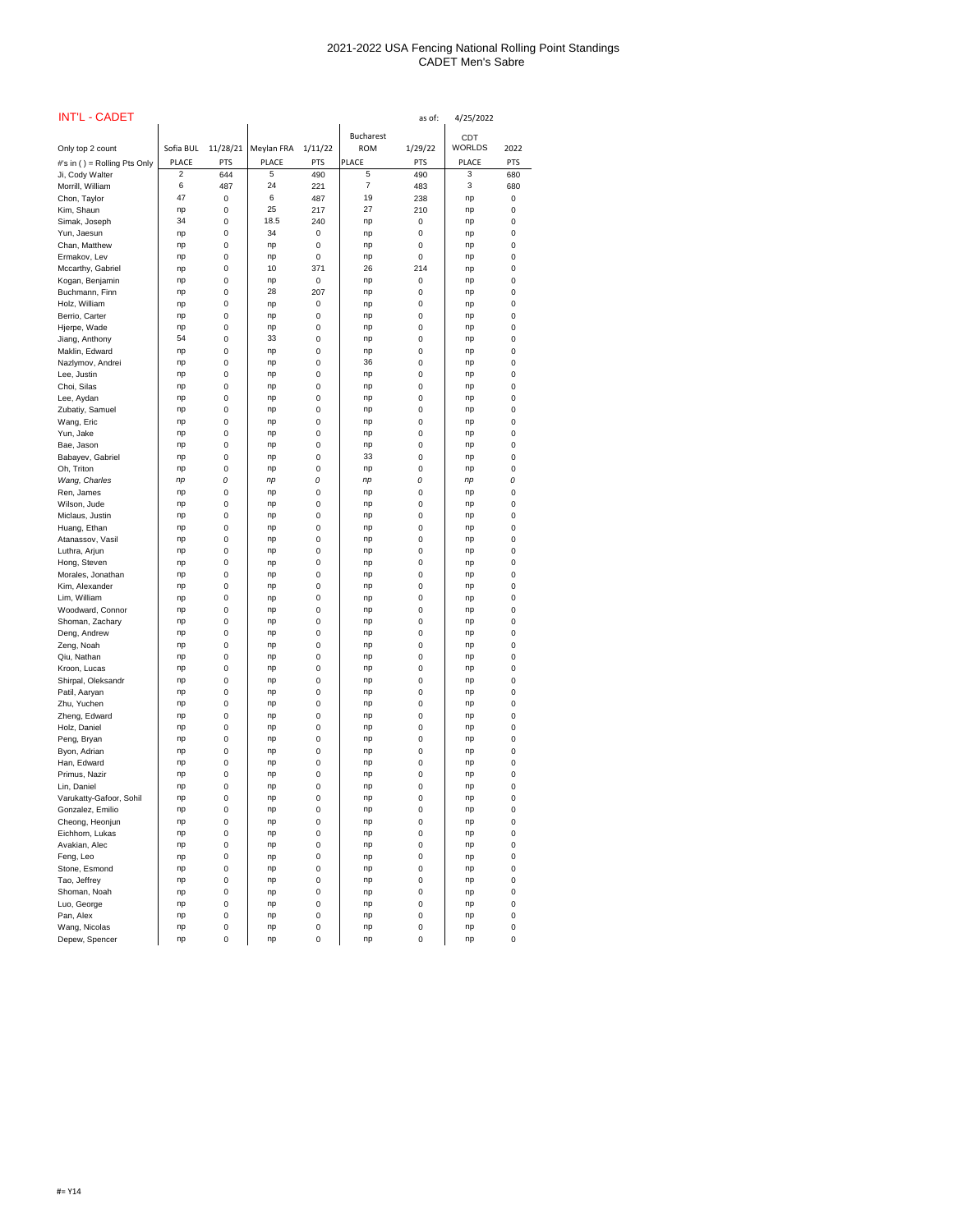# 2021-2022 USA Fencing National Rolling Point Standings
## CADET Men's Sabre

**INT'L - CADET** as of: 4/25/2022

| Only top 2 count | Sofia BUL | 11/28/21 | Meylan FRA | 1/11/22 | Bucharest ROM | 1/29/22 | CDT WORLDS | 2022 |
|---|---|---|---|---|---|---|---|---|
| #'s in ( ) = Rolling Pts Only | PLACE | PTS | PLACE | PTS | PLACE | PTS | PLACE | PTS |
| Ji, Cody Walter | 2 | 644 | 5 | 490 | 5 | 490 | 3 | 680 |
| Morrill, William | 6 | 487 | 24 | 221 | 7 | 483 | 3 | 680 |
| Chon, Taylor | 47 | 0 | 6 | 487 | 19 | 238 | np | 0 |
| Kim, Shaun | np | 0 | 25 | 217 | 27 | 210 | np | 0 |
| Simak, Joseph | 34 | 0 | 18.5 | 240 | np | 0 | np | 0 |
| Yun, Jaesun | np | 0 | 34 | 0 | np | 0 | np | 0 |
| Chan, Matthew | np | 0 | np | 0 | np | 0 | np | 0 |
| Ermakov, Lev | np | 0 | np | 0 | np | 0 | np | 0 |
| Mccarthy, Gabriel | np | 0 | 10 | 371 | 26 | 214 | np | 0 |
| Kogan, Benjamin | np | 0 | np | 0 | np | 0 | np | 0 |
| Buchmann, Finn | np | 0 | 28 | 207 | np | 0 | np | 0 |
| Holz, William | np | 0 | np | 0 | np | 0 | np | 0 |
| Berrio, Carter | np | 0 | np | 0 | np | 0 | np | 0 |
| Hjerpe, Wade | np | 0 | np | 0 | np | 0 | np | 0 |
| Jiang, Anthony | 54 | 0 | 33 | 0 | np | 0 | np | 0 |
| Maklin, Edward | np | 0 | np | 0 | np | 0 | np | 0 |
| Nazlymov, Andrei | np | 0 | np | 0 | 36 | 0 | np | 0 |
| Lee, Justin | np | 0 | np | 0 | np | 0 | np | 0 |
| Choi, Silas | np | 0 | np | 0 | np | 0 | np | 0 |
| Lee, Aydan | np | 0 | np | 0 | np | 0 | np | 0 |
| Zubatiy, Samuel | np | 0 | np | 0 | np | 0 | np | 0 |
| Wang, Eric | np | 0 | np | 0 | np | 0 | np | 0 |
| Yun, Jake | np | 0 | np | 0 | np | 0 | np | 0 |
| Bae, Jason | np | 0 | np | 0 | np | 0 | np | 0 |
| Babayev, Gabriel | np | 0 | np | 0 | 33 | 0 | np | 0 |
| Oh, Triton | np | 0 | np | 0 | np | 0 | np | 0 |
| *Wang, Charles* | *np* | *0* | *np* | *0* | *np* | *0* | *np* | *0* |
| Ren, James | np | 0 | np | 0 | np | 0 | np | 0 |
| Wilson, Jude | np | 0 | np | 0 | np | 0 | np | 0 |
| Miclaus, Justin | np | 0 | np | 0 | np | 0 | np | 0 |
| Huang, Ethan | np | 0 | np | 0 | np | 0 | np | 0 |
| Atanassov, Vasil | np | 0 | np | 0 | np | 0 | np | 0 |
| Luthra, Arjun | np | 0 | np | 0 | np | 0 | np | 0 |
| Hong, Steven | np | 0 | np | 0 | np | 0 | np | 0 |
| Morales, Jonathan | np | 0 | np | 0 | np | 0 | np | 0 |
| Kim, Alexander | np | 0 | np | 0 | np | 0 | np | 0 |
| Lim, William | np | 0 | np | 0 | np | 0 | np | 0 |
| Woodward, Connor | np | 0 | np | 0 | np | 0 | np | 0 |
| Shoman, Zachary | np | 0 | np | 0 | np | 0 | np | 0 |
| Deng, Andrew | np | 0 | np | 0 | np | 0 | np | 0 |
| Zeng, Noah | np | 0 | np | 0 | np | 0 | np | 0 |
| Qiu, Nathan | np | 0 | np | 0 | np | 0 | np | 0 |
| Kroon, Lucas | np | 0 | np | 0 | np | 0 | np | 0 |
| Shirpal, Oleksandr | np | 0 | np | 0 | np | 0 | np | 0 |
| Patil, Aaryan | np | 0 | np | 0 | np | 0 | np | 0 |
| Zhu, Yuchen | np | 0 | np | 0 | np | 0 | np | 0 |
| Zheng, Edward | np | 0 | np | 0 | np | 0 | np | 0 |
| Holz, Daniel | np | 0 | np | 0 | np | 0 | np | 0 |
| Peng, Bryan | np | 0 | np | 0 | np | 0 | np | 0 |
| Byon, Adrian | np | 0 | np | 0 | np | 0 | np | 0 |
| Han, Edward | np | 0 | np | 0 | np | 0 | np | 0 |
| Primus, Nazir | np | 0 | np | 0 | np | 0 | np | 0 |
| Lin, Daniel | np | 0 | np | 0 | np | 0 | np | 0 |
| Varukatty-Gafoor, Sohil | np | 0 | np | 0 | np | 0 | np | 0 |
| Gonzalez, Emilio | np | 0 | np | 0 | np | 0 | np | 0 |
| Cheong, Heonjun | np | 0 | np | 0 | np | 0 | np | 0 |
| Eichhorn, Lukas | np | 0 | np | 0 | np | 0 | np | 0 |
| Avakian, Alec | np | 0 | np | 0 | np | 0 | np | 0 |
| Feng, Leo | np | 0 | np | 0 | np | 0 | np | 0 |
| Stone, Esmond | np | 0 | np | 0 | np | 0 | np | 0 |
| Tao, Jeffrey | np | 0 | np | 0 | np | 0 | np | 0 |
| Shoman, Noah | np | 0 | np | 0 | np | 0 | np | 0 |
| Luo, George | np | 0 | np | 0 | np | 0 | np | 0 |
| Pan, Alex | np | 0 | np | 0 | np | 0 | np | 0 |
| Wang, Nicolas | np | 0 | np | 0 | np | 0 | np | 0 |
| Depew, Spencer | np | 0 | np | 0 | np | 0 | np | 0 |

#= Y14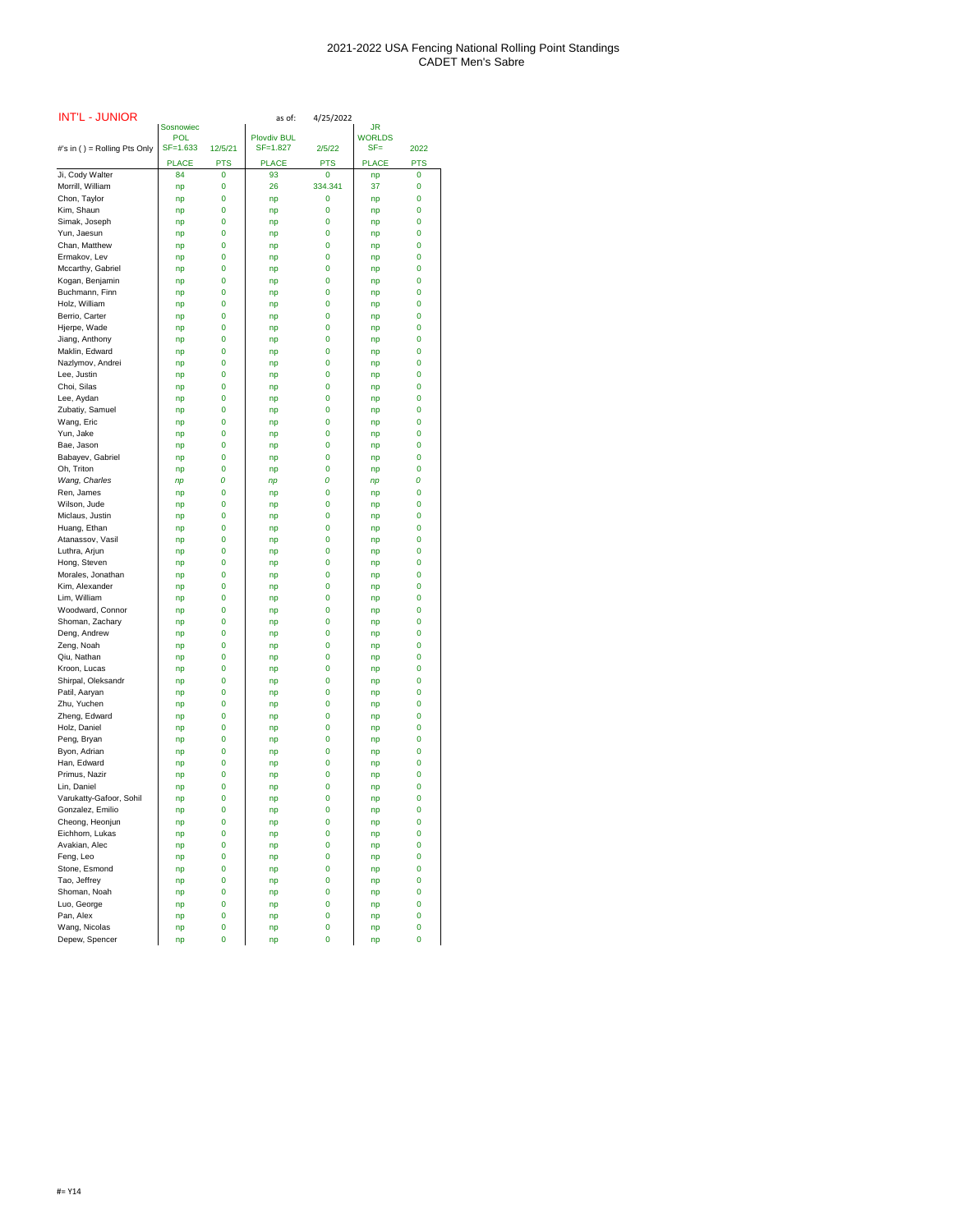2021-2022 USA Fencing National Rolling Point Standings
CADET Men's Sabre

INT'L - JUNIOR

as of: 4/25/2022

| #'s in ( ) = Rolling Pts Only | Sosnowiec POL SF=1.633 PLACE | 12/5/21 PTS | Plovdiv BUL SF=1.827 PLACE | 2/5/22 PTS | JR WORLDS SF= PLACE | 2022 PTS |
|---|---|---|---|---|---|---|
| Ji, Cody Walter | 84 | 0 | 93 | 0 | np | 0 |
| Morrill, William | np | 0 | 26 | 334.341 | 37 | 0 |
| Chon, Taylor | np | 0 | np | 0 | np | 0 |
| Kim, Shaun | np | 0 | np | 0 | np | 0 |
| Simak, Joseph | np | 0 | np | 0 | np | 0 |
| Yun, Jaesun | np | 0 | np | 0 | np | 0 |
| Chan, Matthew | np | 0 | np | 0 | np | 0 |
| Ermakov, Lev | np | 0 | np | 0 | np | 0 |
| Mccarthy, Gabriel | np | 0 | np | 0 | np | 0 |
| Kogan, Benjamin | np | 0 | np | 0 | np | 0 |
| Buchmann, Finn | np | 0 | np | 0 | np | 0 |
| Holz, William | np | 0 | np | 0 | np | 0 |
| Berrio, Carter | np | 0 | np | 0 | np | 0 |
| Hjerpe, Wade | np | 0 | np | 0 | np | 0 |
| Jiang, Anthony | np | 0 | np | 0 | np | 0 |
| Maklin, Edward | np | 0 | np | 0 | np | 0 |
| Nazlymov, Andrei | np | 0 | np | 0 | np | 0 |
| Lee, Justin | np | 0 | np | 0 | np | 0 |
| Choi, Silas | np | 0 | np | 0 | np | 0 |
| Lee, Aydan | np | 0 | np | 0 | np | 0 |
| Zubatiy, Samuel | np | 0 | np | 0 | np | 0 |
| Wang, Eric | np | 0 | np | 0 | np | 0 |
| Yun, Jake | np | 0 | np | 0 | np | 0 |
| Bae, Jason | np | 0 | np | 0 | np | 0 |
| Babayev, Gabriel | np | 0 | np | 0 | np | 0 |
| Oh, Triton | np | 0 | np | 0 | np | 0 |
| *Wang, Charles* | *np* | *0* | *np* | *0* | *np* | *0* |
| Ren, James | np | 0 | np | 0 | np | 0 |
| Wilson, Jude | np | 0 | np | 0 | np | 0 |
| Miclaus, Justin | np | 0 | np | 0 | np | 0 |
| Huang, Ethan | np | 0 | np | 0 | np | 0 |
| Atanassov, Vasil | np | 0 | np | 0 | np | 0 |
| Luthra, Arjun | np | 0 | np | 0 | np | 0 |
| Hong, Steven | np | 0 | np | 0 | np | 0 |
| Morales, Jonathan | np | 0 | np | 0 | np | 0 |
| Kim, Alexander | np | 0 | np | 0 | np | 0 |
| Lim, William | np | 0 | np | 0 | np | 0 |
| Woodward, Connor | np | 0 | np | 0 | np | 0 |
| Shoman, Zachary | np | 0 | np | 0 | np | 0 |
| Deng, Andrew | np | 0 | np | 0 | np | 0 |
| Zeng, Noah | np | 0 | np | 0 | np | 0 |
| Qiu, Nathan | np | 0 | np | 0 | np | 0 |
| Kroon, Lucas | np | 0 | np | 0 | np | 0 |
| Shirpal, Oleksandr | np | 0 | np | 0 | np | 0 |
| Patil, Aaryan | np | 0 | np | 0 | np | 0 |
| Zhu, Yuchen | np | 0 | np | 0 | np | 0 |
| Zheng, Edward | np | 0 | np | 0 | np | 0 |
| Holz, Daniel | np | 0 | np | 0 | np | 0 |
| Peng, Bryan | np | 0 | np | 0 | np | 0 |
| Byon, Adrian | np | 0 | np | 0 | np | 0 |
| Han, Edward | np | 0 | np | 0 | np | 0 |
| Primus, Nazir | np | 0 | np | 0 | np | 0 |
| Lin, Daniel | np | 0 | np | 0 | np | 0 |
| Varukatty-Gafoor, Sohil | np | 0 | np | 0 | np | 0 |
| Gonzalez, Emilio | np | 0 | np | 0 | np | 0 |
| Cheong, Heonjun | np | 0 | np | 0 | np | 0 |
| Eichhorn, Lukas | np | 0 | np | 0 | np | 0 |
| Avakian, Alec | np | 0 | np | 0 | np | 0 |
| Feng, Leo | np | 0 | np | 0 | np | 0 |
| Stone, Esmond | np | 0 | np | 0 | np | 0 |
| Tao, Jeffrey | np | 0 | np | 0 | np | 0 |
| Shoman, Noah | np | 0 | np | 0 | np | 0 |
| Luo, George | np | 0 | np | 0 | np | 0 |
| Pan, Alex | np | 0 | np | 0 | np | 0 |
| Wang, Nicolas | np | 0 | np | 0 | np | 0 |
| Depew, Spencer | np | 0 | np | 0 | np | 0 |

#= Y14